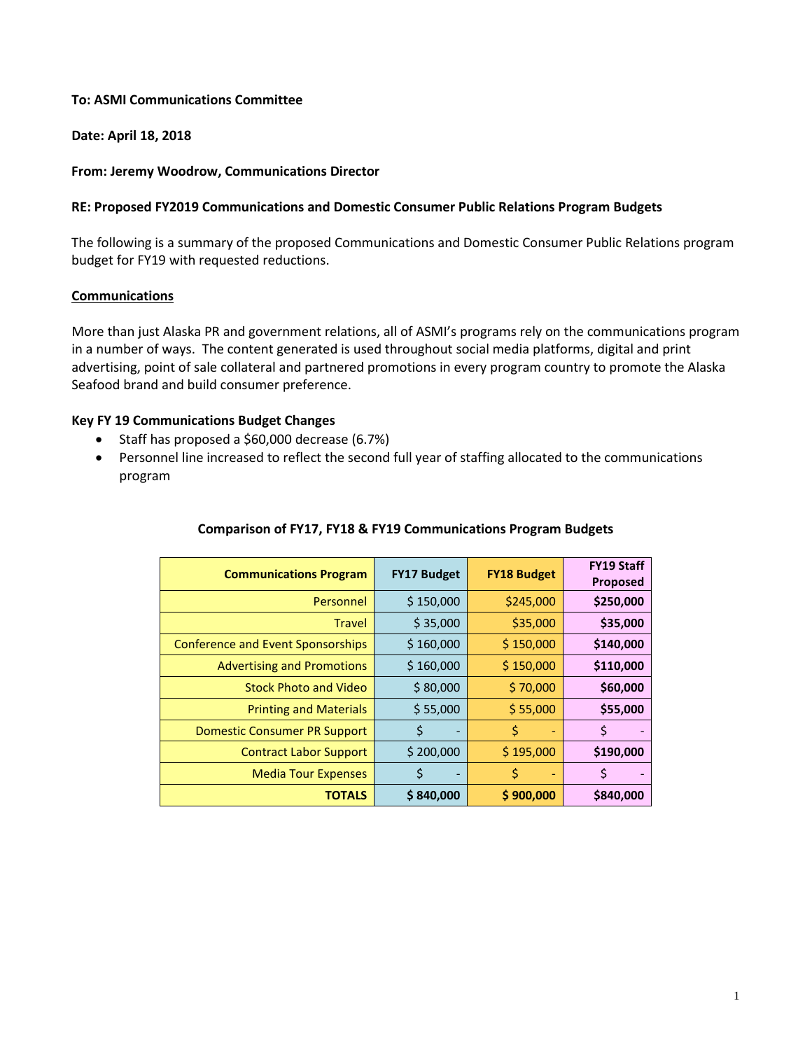**To: ASMI Communications Committee**

**Date: April 18, 2018**

**From: Jeremy Woodrow, Communications Director**

**RE: Proposed FY2019 Communications and Domestic Consumer Public Relations Program Budgets**

The following is a summary of the proposed Communications and Domestic Consumer Public Relations program budget for FY19 with requested reductions.

## Communications

More than just Alaska PR and government relations, all of ASMI's programs rely on the communications program in a number of ways. The content generated is used throughout social media platforms, digital and print advertising, point of sale collateral and partnered promotions in every program country to promote the Alaska Seafood brand and build consumer preference.

### Key FY 19 Communications Budget Changes

- Staff has proposed a $60,000 decrease (6.7%)
- Personnel line increased to reflect the second full year of staffing allocated to the communications program

**Comparison of FY17, FY18 & FY19 Communications Program Budgets**

| Communications Program | FY17 Budget | FY18 Budget | FY19 Staff Proposed |
|---|---|---|---|
| Personnel | $ 150,000 | $245,000 | **$250,000** |
| Travel | $ 35,000 | $35,000 | **$35,000** |
| Conference and Event Sponsorships | $ 160,000 | $ 150,000 | **$140,000** |
| Advertising and Promotions | $ 160,000 | $ 150,000 | **$110,000** |
| Stock Photo and Video | $ 80,000 | $ 70,000 | **$60,000** |
| Printing and Materials | $ 55,000 | $ 55,000 | **$55,000** |
| Domestic Consumer PR Support | $ - | $ - | $ - |
| Contract Labor Support | $ 200,000 | $ 195,000 | **$190,000** |
| Media Tour Expenses | $ - | $ - | $ - |
| **TOTALS** | **$ 840,000** | **$ 900,000** | **$840,000** |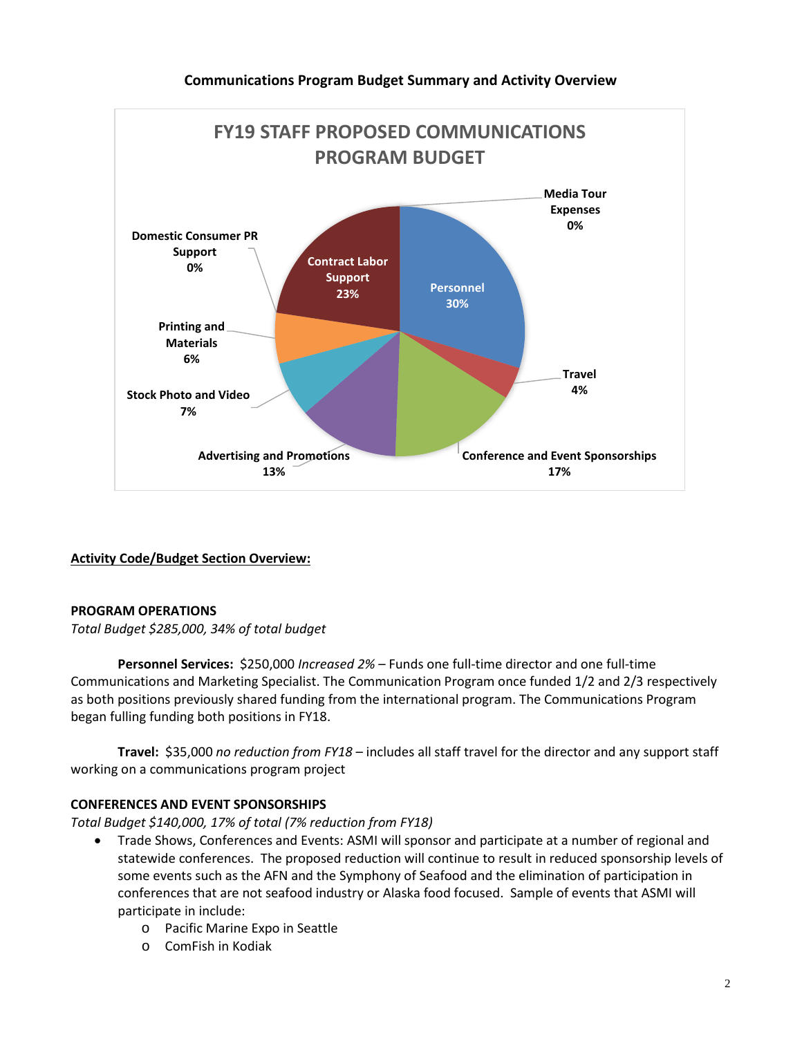## Communications Program Budget Summary and Activity Overview

FY19 STAFF PROPOSED COMMUNICATIONS PROGRAM BUDGET

| Category | Share |
| --- | --- |
| Personnel | 30% |
| Travel | 4% |
| Conference and Event Sponsorships | 17% |
| Advertising and Promotions | 13% |
| Stock Photo and Video | 7% |
| Printing and Materials | 6% |
| Domestic Consumer PR Support | 0% |
| Contract Labor Support | 23% |
| Media Tour Expenses | 0% |

**Activity Code/Budget Section Overview:**

**PROGRAM OPERATIONS**

*Total Budget $285,000, 34% of total budget*

**Personnel Services:** $250,000 *Increased 2%* – Funds one full-time director and one full-time Communications and Marketing Specialist. The Communication Program once funded 1/2 and 2/3 respectively as both positions previously shared funding from the international program. The Communications Program began fulling funding both positions in FY18.

**Travel:** $35,000 *no reduction from FY18* – includes all staff travel for the director and any support staff working on a communications program project

**CONFERENCES AND EVENT SPONSORSHIPS**

*Total Budget $140,000, 17% of total (7% reduction from FY18)*

- Trade Shows, Conferences and Events: ASMI will sponsor and participate at a number of regional and statewide conferences. The proposed reduction will continue to result in reduced sponsorship levels of some events such as the AFN and the Symphony of Seafood and the elimination of participation in conferences that are not seafood industry or Alaska food focused. Sample of events that ASMI will participate in include:
  - Pacific Marine Expo in Seattle
  - ComFish in Kodiak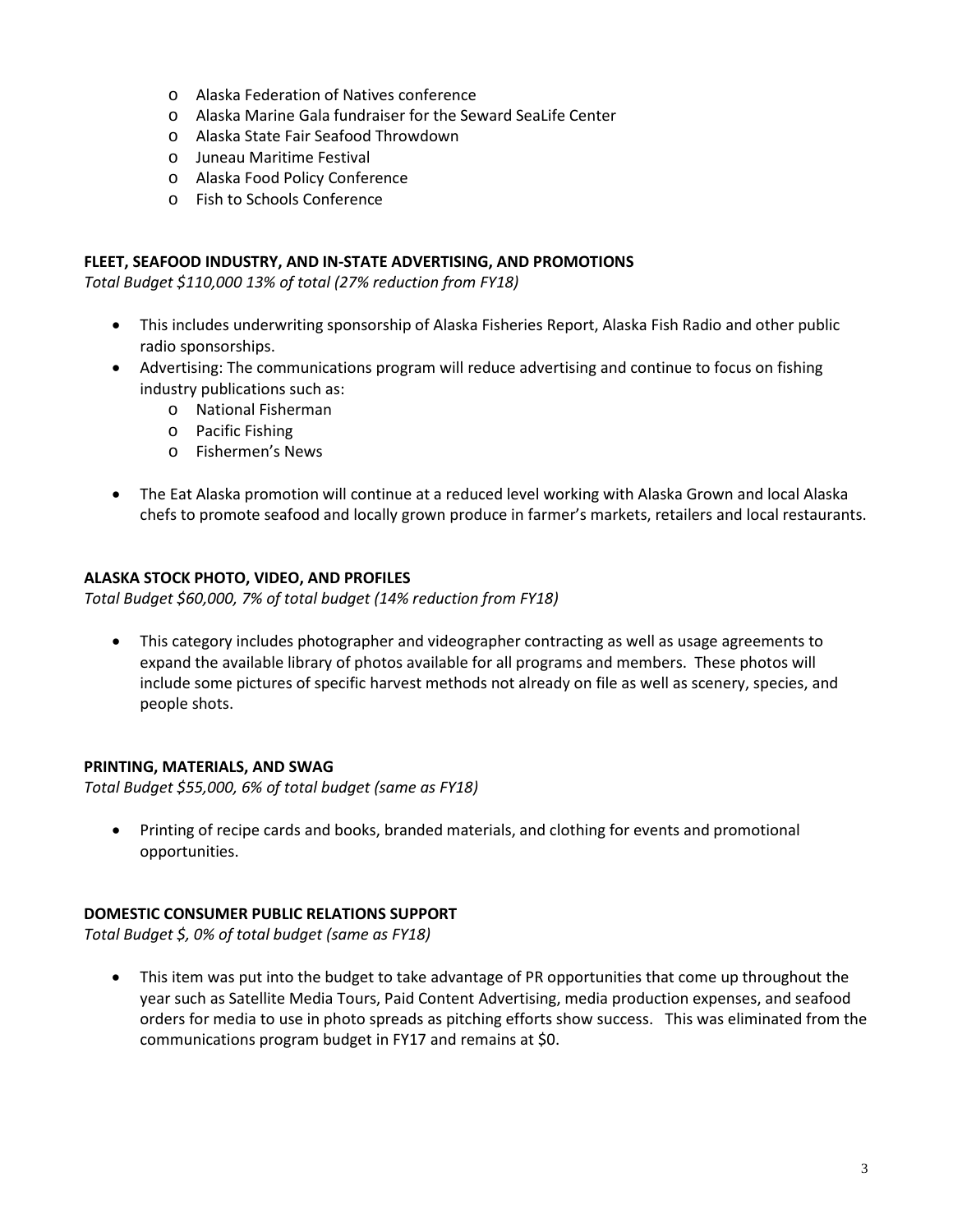- Alaska Federation of Natives conference
- Alaska Marine Gala fundraiser for the Seward SeaLife Center
- Alaska State Fair Seafood Throwdown
- Juneau Maritime Festival
- Alaska Food Policy Conference
- Fish to Schools Conference

**FLEET, SEAFOOD INDUSTRY, AND IN-STATE ADVERTISING, AND PROMOTIONS**

*Total Budget $110,000 13% of total (27% reduction from FY18)*

- This includes underwriting sponsorship of Alaska Fisheries Report, Alaska Fish Radio and other public radio sponsorships.
- Advertising: The communications program will reduce advertising and continue to focus on fishing industry publications such as:
  - National Fisherman
  - Pacific Fishing
  - Fishermen's News
- The Eat Alaska promotion will continue at a reduced level working with Alaska Grown and local Alaska chefs to promote seafood and locally grown produce in farmer's markets, retailers and local restaurants.

**ALASKA STOCK PHOTO, VIDEO, AND PROFILES**

*Total Budget $60,000, 7% of total budget (14% reduction from FY18)*

- This category includes photographer and videographer contracting as well as usage agreements to expand the available library of photos available for all programs and members. These photos will include some pictures of specific harvest methods not already on file as well as scenery, species, and people shots.

**PRINTING, MATERIALS, AND SWAG**

*Total Budget $55,000, 6% of total budget (same as FY18)*

- Printing of recipe cards and books, branded materials, and clothing for events and promotional opportunities.

**DOMESTIC CONSUMER PUBLIC RELATIONS SUPPORT**

*Total Budget $, 0% of total budget (same as FY18)*

- This item was put into the budget to take advantage of PR opportunities that come up throughout the year such as Satellite Media Tours, Paid Content Advertising, media production expenses, and seafood orders for media to use in photo spreads as pitching efforts show success. This was eliminated from the communications program budget in FY17 and remains at $0.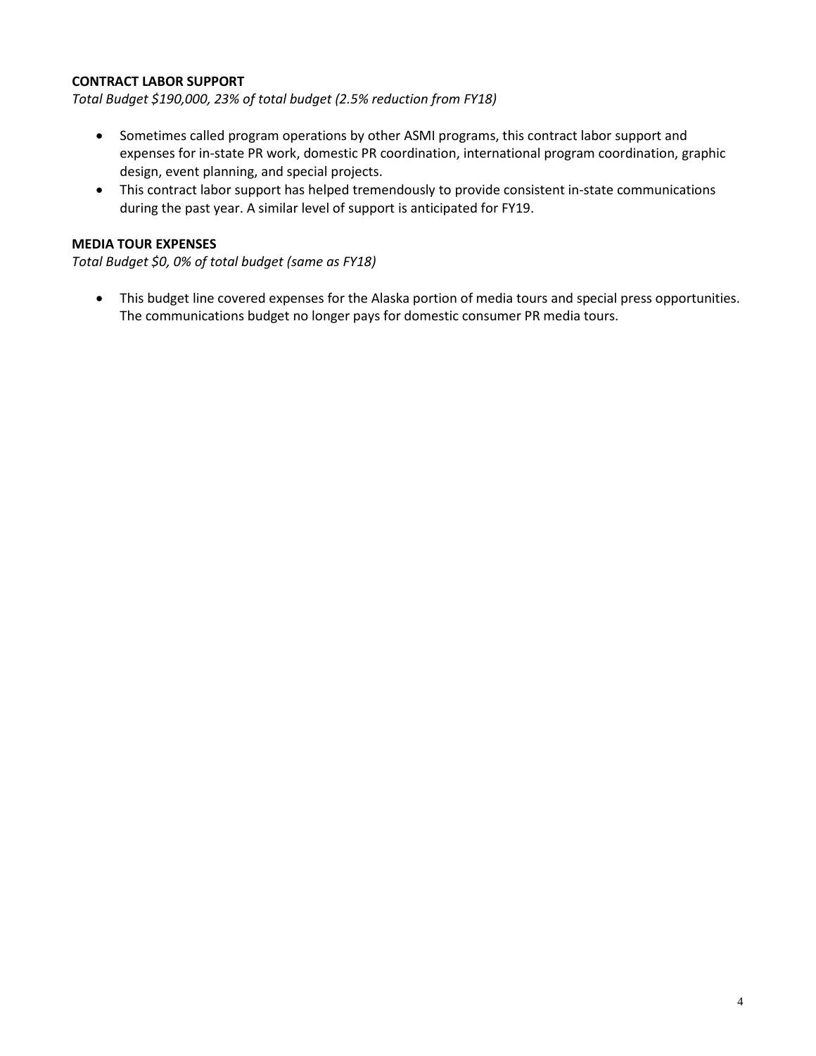**CONTRACT LABOR SUPPORT**

*Total Budget $190,000, 23% of total budget (2.5% reduction from FY18)*

- Sometimes called program operations by other ASMI programs, this contract labor support and expenses for in-state PR work, domestic PR coordination, international program coordination, graphic design, event planning, and special projects.
- This contract labor support has helped tremendously to provide consistent in-state communications during the past year. A similar level of support is anticipated for FY19.

**MEDIA TOUR EXPENSES**

*Total Budget $0, 0% of total budget (same as FY18)*

- This budget line covered expenses for the Alaska portion of media tours and special press opportunities. The communications budget no longer pays for domestic consumer PR media tours.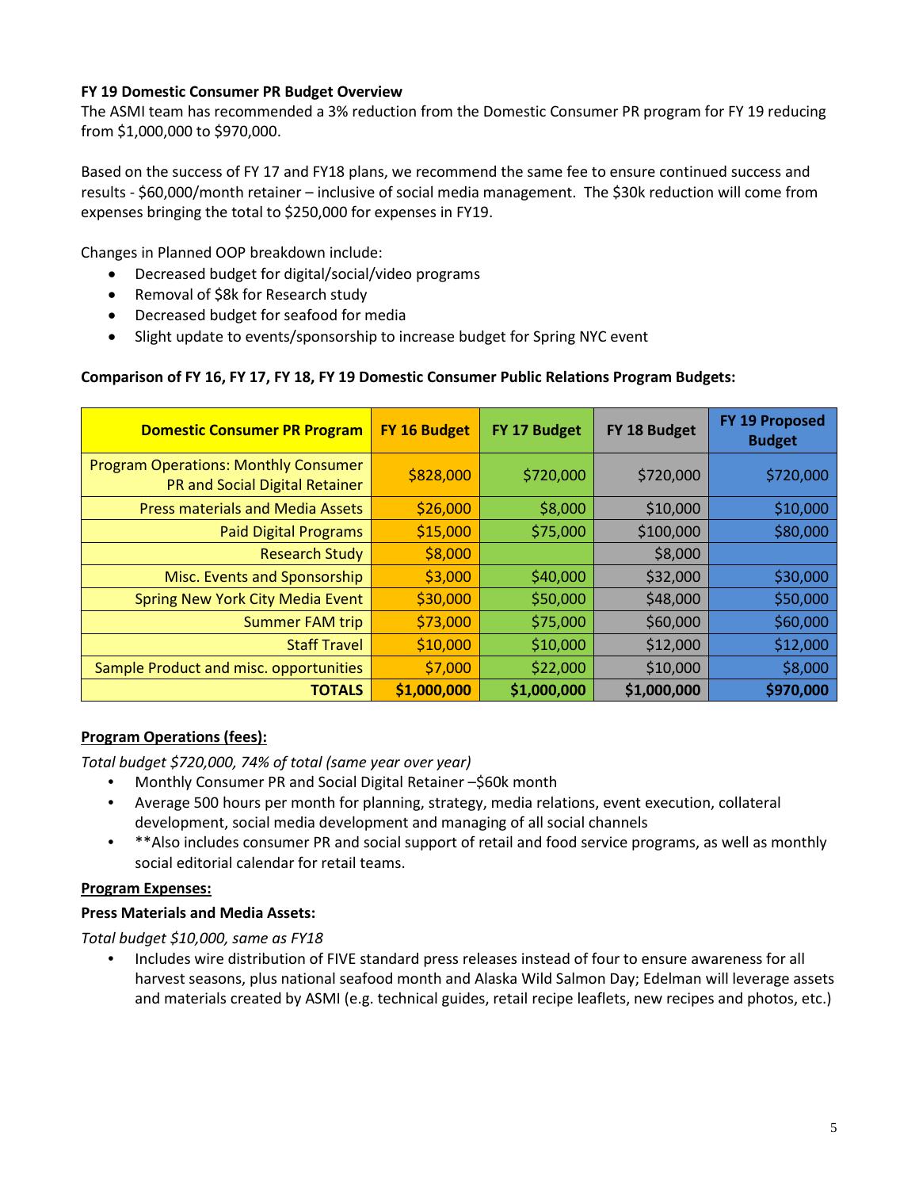**FY 19 Domestic Consumer PR Budget Overview**

The ASMI team has recommended a 3% reduction from the Domestic Consumer PR program for FY 19 reducing from $1,000,000 to $970,000.

Based on the success of FY 17 and FY18 plans, we recommend the same fee to ensure continued success and results - $60,000/month retainer – inclusive of social media management. The $30k reduction will come from expenses bringing the total to $250,000 for expenses in FY19.

Changes in Planned OOP breakdown include:

- Decreased budget for digital/social/video programs
- Removal of $8k for Research study
- Decreased budget for seafood for media
- Slight update to events/sponsorship to increase budget for Spring NYC event

**Comparison of FY 16, FY 17, FY 18, FY 19 Domestic Consumer Public Relations Program Budgets:**

| Domestic Consumer PR Program | FY 16 Budget | FY 17 Budget | FY 18 Budget | FY 19 Proposed Budget |
|---|---|---|---|---|
| Program Operations: Monthly Consumer PR and Social Digital Retainer | $828,000 | $720,000 | $720,000 | $720,000 |
| Press materials and Media Assets | $26,000 | $8,000 | $10,000 | $10,000 |
| Paid Digital Programs | $15,000 | $75,000 | $100,000 | $80,000 |
| Research Study | $8,000 | | $8,000 | |
| Misc. Events and Sponsorship | $3,000 | $40,000 | $32,000 | $30,000 |
| Spring New York City Media Event | $30,000 | $50,000 | $48,000 | $50,000 |
| Summer FAM trip | $73,000 | $75,000 | $60,000 | $60,000 |
| Staff Travel | $10,000 | $10,000 | $12,000 | $12,000 |
| Sample Product and misc. opportunities | $7,000 | $22,000 | $10,000 | $8,000 |
| **TOTALS** | **$1,000,000** | **$1,000,000** | **$1,000,000** | **$970,000** |

**Program Operations (fees):**

*Total budget $720,000, 74% of total (same year over year)*

- Monthly Consumer PR and Social Digital Retainer –$60k month
- Average 500 hours per month for planning, strategy, media relations, event execution, collateral development, social media development and managing of all social channels
- **Also includes consumer PR and social support of retail and food service programs, as well as monthly social editorial calendar for retail teams.

**Program Expenses:**

**Press Materials and Media Assets:**

*Total budget $10,000, same as FY18*

- Includes wire distribution of FIVE standard press releases instead of four to ensure awareness for all harvest seasons, plus national seafood month and Alaska Wild Salmon Day; Edelman will leverage assets and materials created by ASMI (e.g. technical guides, retail recipe leaflets, new recipes and photos, etc.)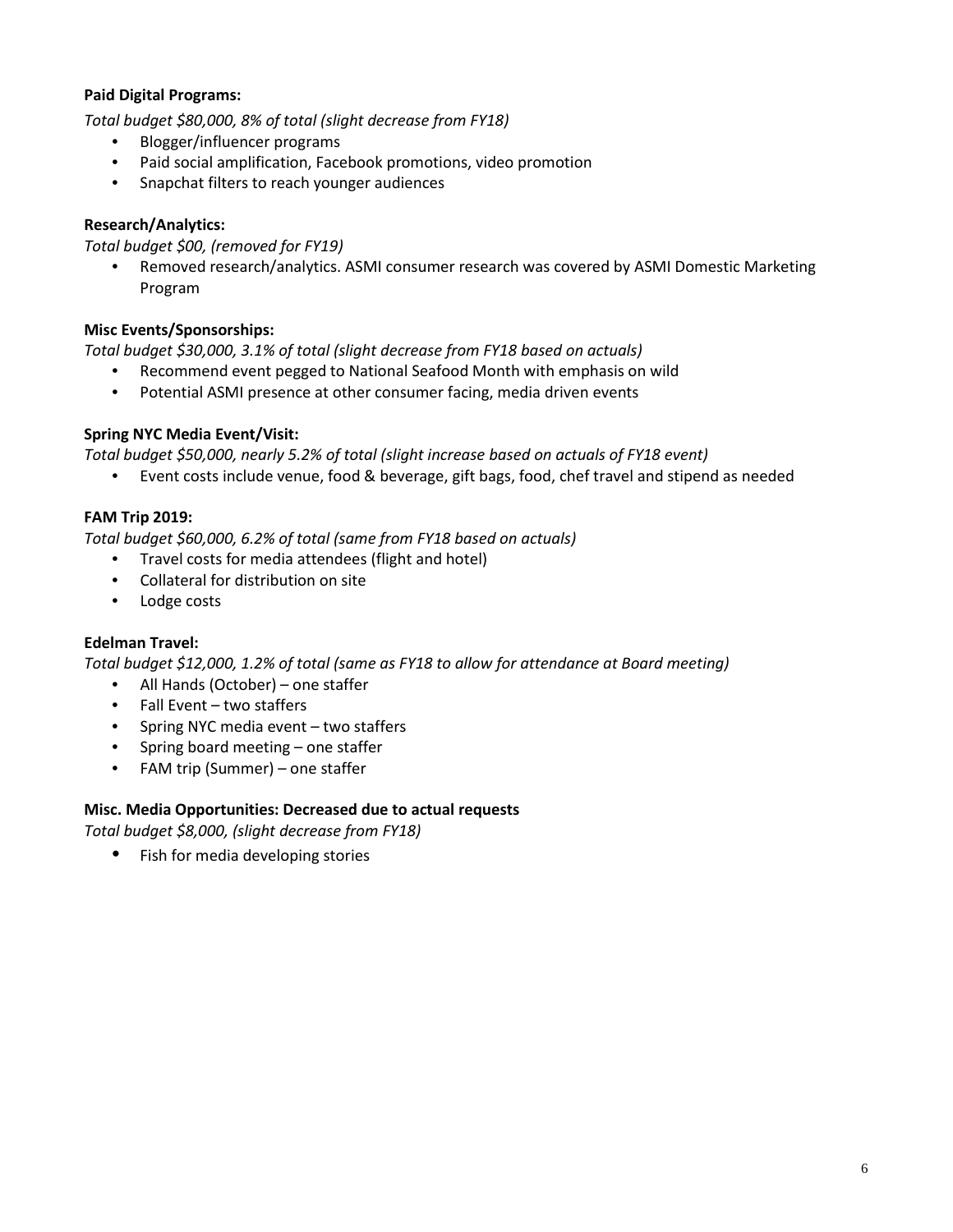**Paid Digital Programs:**

*Total budget $80,000, 8% of total (slight decrease from FY18)*

- Blogger/influencer programs
- Paid social amplification, Facebook promotions, video promotion
- Snapchat filters to reach younger audiences

**Research/Analytics:**

*Total budget $00, (removed for FY19)*

- Removed research/analytics. ASMI consumer research was covered by ASMI Domestic Marketing Program

**Misc Events/Sponsorships:**

*Total budget $30,000, 3.1% of total (slight decrease from FY18 based on actuals)*

- Recommend event pegged to National Seafood Month with emphasis on wild
- Potential ASMI presence at other consumer facing, media driven events

**Spring NYC Media Event/Visit:**

*Total budget $50,000, nearly 5.2% of total (slight increase based on actuals of FY18 event)*

- Event costs include venue, food & beverage, gift bags, food, chef travel and stipend as needed

**FAM Trip 2019:**

*Total budget $60,000, 6.2% of total (same from FY18 based on actuals)*

- Travel costs for media attendees (flight and hotel)
- Collateral for distribution on site
- Lodge costs

**Edelman Travel:**

*Total budget $12,000, 1.2% of total (same as FY18 to allow for attendance at Board meeting)*

- All Hands (October) – one staffer
- Fall Event – two staffers
- Spring NYC media event – two staffers
- Spring board meeting – one staffer
- FAM trip (Summer) – one staffer

**Misc. Media Opportunities: Decreased due to actual requests**

*Total budget $8,000, (slight decrease from FY18)*

- Fish for media developing stories